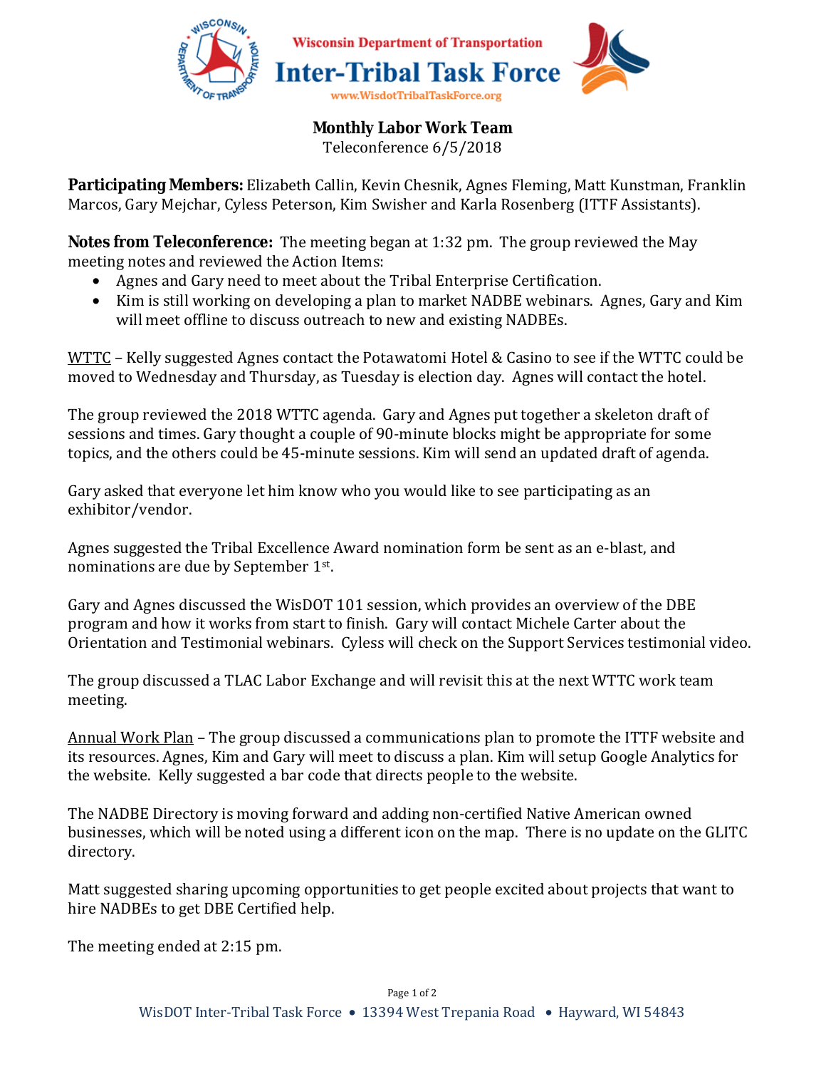Wisconsin Department of Transportation

# Inter-Tribal Task Force

www.WisdotTribalTaskForce.org

## Monthly Labor Work Team

Teleconference 6/5/2018

**Participating Members:** Elizabeth Callin, Kevin Chesnik, Agnes Fleming, Matt Kunstman, Franklin Marcos, Gary Mejchar, Cyless Peterson, Kim Swisher and Karla Rosenberg (ITTF Assistants).

**Notes from Teleconference:** The meeting began at 1:32 pm. The group reviewed the May meeting notes and reviewed the Action Items:

- Agnes and Gary need to meet about the Tribal Enterprise Certification.
- Kim is still working on developing a plan to market NADBE webinars. Agnes, Gary and Kim will meet offline to discuss outreach to new and existing NADBEs.

WTTC – Kelly suggested Agnes contact the Potawatomi Hotel & Casino to see if the WTTC could be moved to Wednesday and Thursday, as Tuesday is election day. Agnes will contact the hotel.

The group reviewed the 2018 WTTC agenda. Gary and Agnes put together a skeleton draft of sessions and times. Gary thought a couple of 90-minute blocks might be appropriate for some topics, and the others could be 45-minute sessions. Kim will send an updated draft of agenda.

Gary asked that everyone let him know who you would like to see participating as an exhibitor/vendor.

Agnes suggested the Tribal Excellence Award nomination form be sent as an e-blast, and nominations are due by September 1st.

Gary and Agnes discussed the WisDOT 101 session, which provides an overview of the DBE program and how it works from start to finish. Gary will contact Michele Carter about the Orientation and Testimonial webinars. Cyless will check on the Support Services testimonial video.

The group discussed a TLAC Labor Exchange and will revisit this at the next WTTC work team meeting.

Annual Work Plan – The group discussed a communications plan to promote the ITTF website and its resources. Agnes, Kim and Gary will meet to discuss a plan. Kim will setup Google Analytics for the website. Kelly suggested a bar code that directs people to the website.

The NADBE Directory is moving forward and adding non-certified Native American owned businesses, which will be noted using a different icon on the map. There is no update on the GLITC directory.

Matt suggested sharing upcoming opportunities to get people excited about projects that want to hire NADBEs to get DBE Certified help.

The meeting ended at 2:15 pm.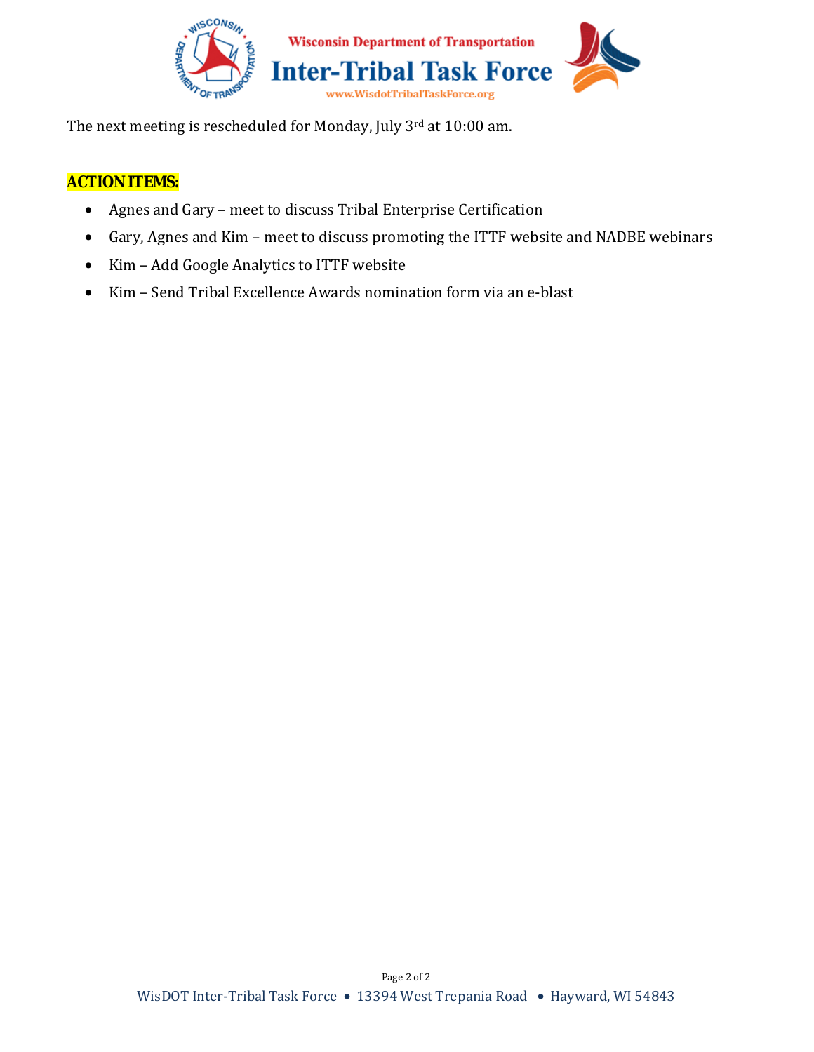The next meeting is rescheduled for Monday, July 3rd at 10:00 am.

**ACTION ITEMS:**

- Agnes and Gary – meet to discuss Tribal Enterprise Certification
- Gary, Agnes and Kim – meet to discuss promoting the ITTF website and NADBE webinars
- Kim – Add Google Analytics to ITTF website
- Kim – Send Tribal Excellence Awards nomination form via an e-blast